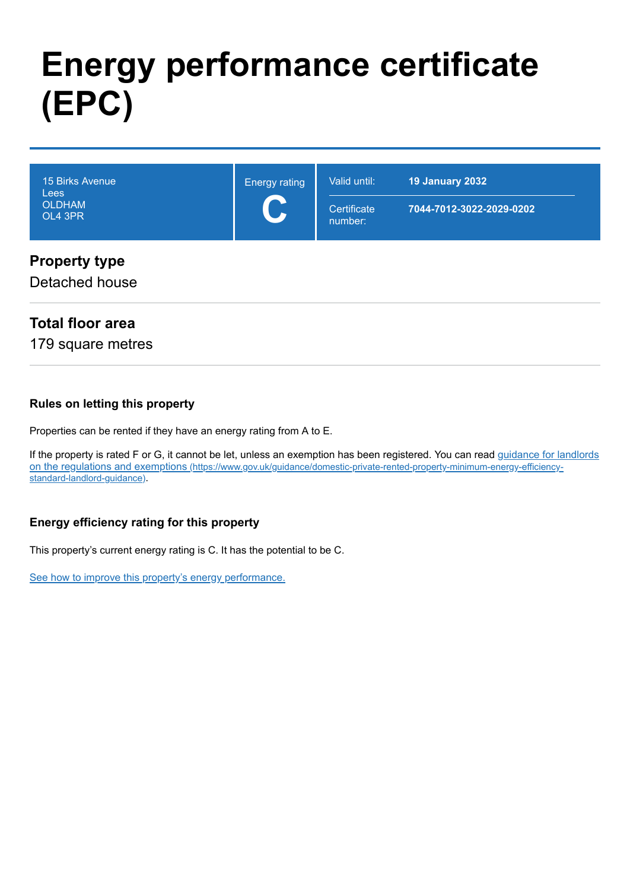# Energy performance certificate (EPC)

| 15 Birks Avenue<br>Lees<br>OLDHAM<br>OL4 3PR | Energy rating<br>**C** | Valid until: | **19 January 2032** |
| --- | --- | --- | --- |
| | | Certificate number: | **7044-7012-3022-2029-0202** |

## Property type

Detached house

## Total floor area

179 square metres

### Rules on letting this property

Properties can be rented if they have an energy rating from A to E.

If the property is rated F or G, it cannot be let, unless an exemption has been registered. You can read [guidance for landlords on the regulations and exemptions (https://www.gov.uk/guidance/domestic-private-rented-property-minimum-energy-efficiency-standard-landlord-guidance)](https://www.gov.uk/guidance/domestic-private-rented-property-minimum-energy-efficiency-standard-landlord-guidance).

### Energy efficiency rating for this property

This property’s current energy rating is C. It has the potential to be C.

See how to improve this property’s energy performance.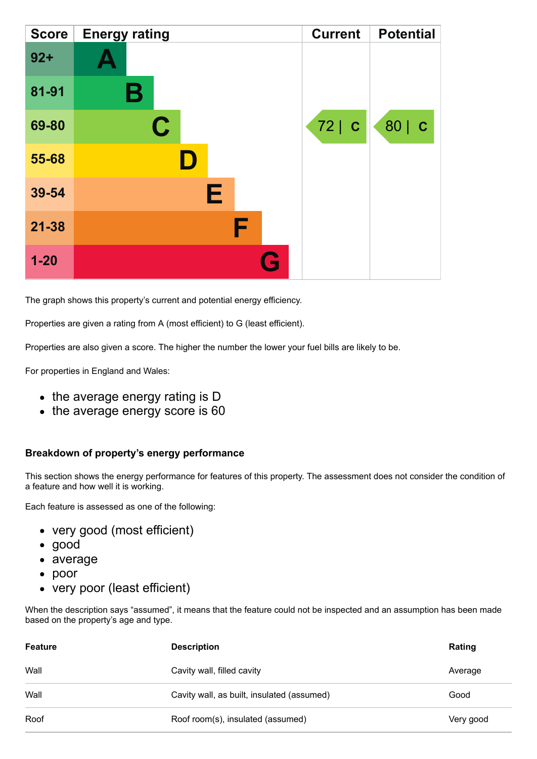| Score | Energy rating | Current | Potential |
|---|---|---|---|
| 92+ | A | | |
| 81-91 | B | | |
| 69-80 | C | 72 \| C | 80 \| C |
| 55-68 | D | | |
| 39-54 | E | | |
| 21-38 | F | | |
| 1-20 | G | | |

The graph shows this property's current and potential energy efficiency.

Properties are given a rating from A (most efficient) to G (least efficient).

Properties are also given a score. The higher the number the lower your fuel bills are likely to be.

For properties in England and Wales:

- the average energy rating is D
- the average energy score is 60

### Breakdown of property's energy performance

This section shows the energy performance for features of this property. The assessment does not consider the condition of a feature and how well it is working.

Each feature is assessed as one of the following:

- very good (most efficient)
- good
- average
- poor
- very poor (least efficient)

When the description says "assumed", it means that the feature could not be inspected and an assumption has been made based on the property's age and type.

| Feature | Description | Rating |
|---|---|---|
| Wall | Cavity wall, filled cavity | Average |
| Wall | Cavity wall, as built, insulated (assumed) | Good |
| Roof | Roof room(s), insulated (assumed) | Very good |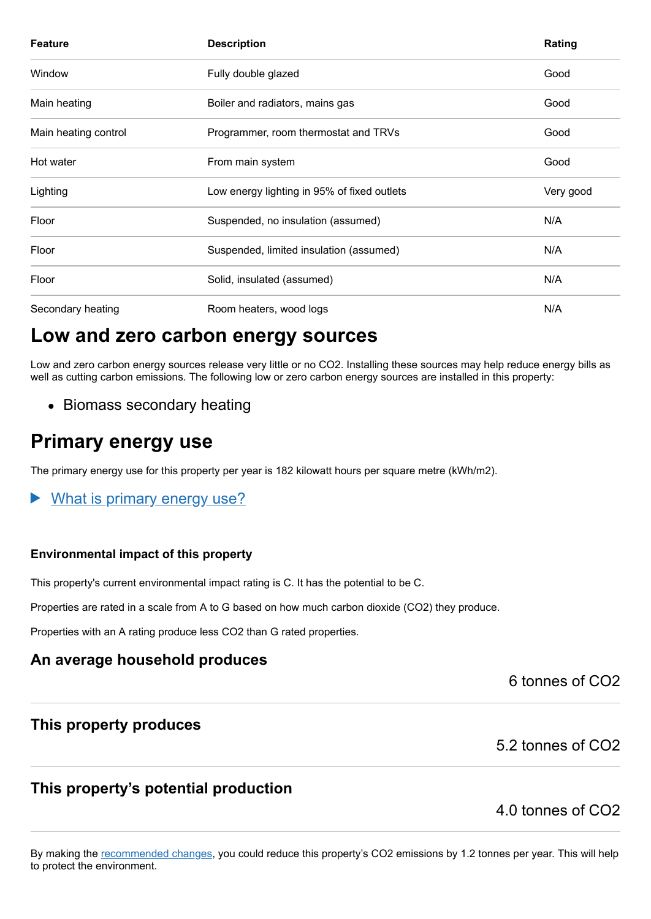| Feature | Description | Rating |
| --- | --- | --- |
| Window | Fully double glazed | Good |
| Main heating | Boiler and radiators, mains gas | Good |
| Main heating control | Programmer, room thermostat and TRVs | Good |
| Hot water | From main system | Good |
| Lighting | Low energy lighting in 95% of fixed outlets | Very good |
| Floor | Suspended, no insulation (assumed) | N/A |
| Floor | Suspended, limited insulation (assumed) | N/A |
| Floor | Solid, insulated (assumed) | N/A |
| Secondary heating | Room heaters, wood logs | N/A |

# Low and zero carbon energy sources

Low and zero carbon energy sources release very little or no $CO_2$. Installing these sources may help reduce energy bills as well as cutting carbon emissions. The following low or zero carbon energy sources are installed in this property:

- Biomass secondary heating

# Primary energy use

The primary energy use for this property per year is 182 kilowatt hours per square metre (kWh/m2).

▶ What is primary energy use?

### Environmental impact of this property

This property's current environmental impact rating is C. It has the potential to be C.

Properties are rated in a scale from A to G based on how much carbon dioxide ($CO_2$) they produce.

Properties with an A rating produce less $CO_2$ than G rated properties.

## An average household produces

6 tonnes of $CO_2$

## This property produces

5.2 tonnes of $CO_2$

## This property's potential production

4.0 tonnes of $CO_2$

By making the recommended changes, you could reduce this property's $CO_2$ emissions by 1.2 tonnes per year. This will help to protect the environment.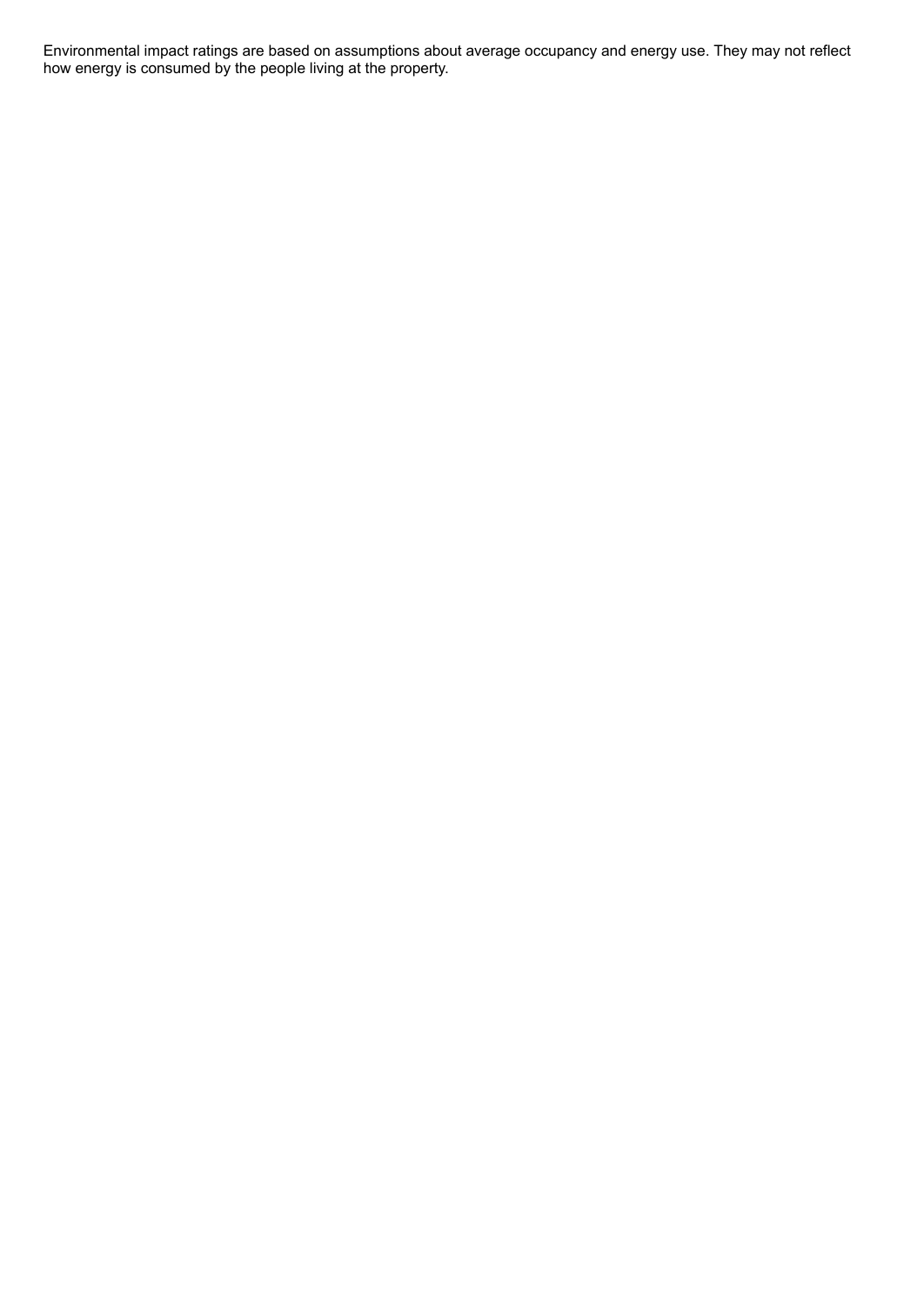Environmental impact ratings are based on assumptions about average occupancy and energy use. They may not reflect how energy is consumed by the people living at the property.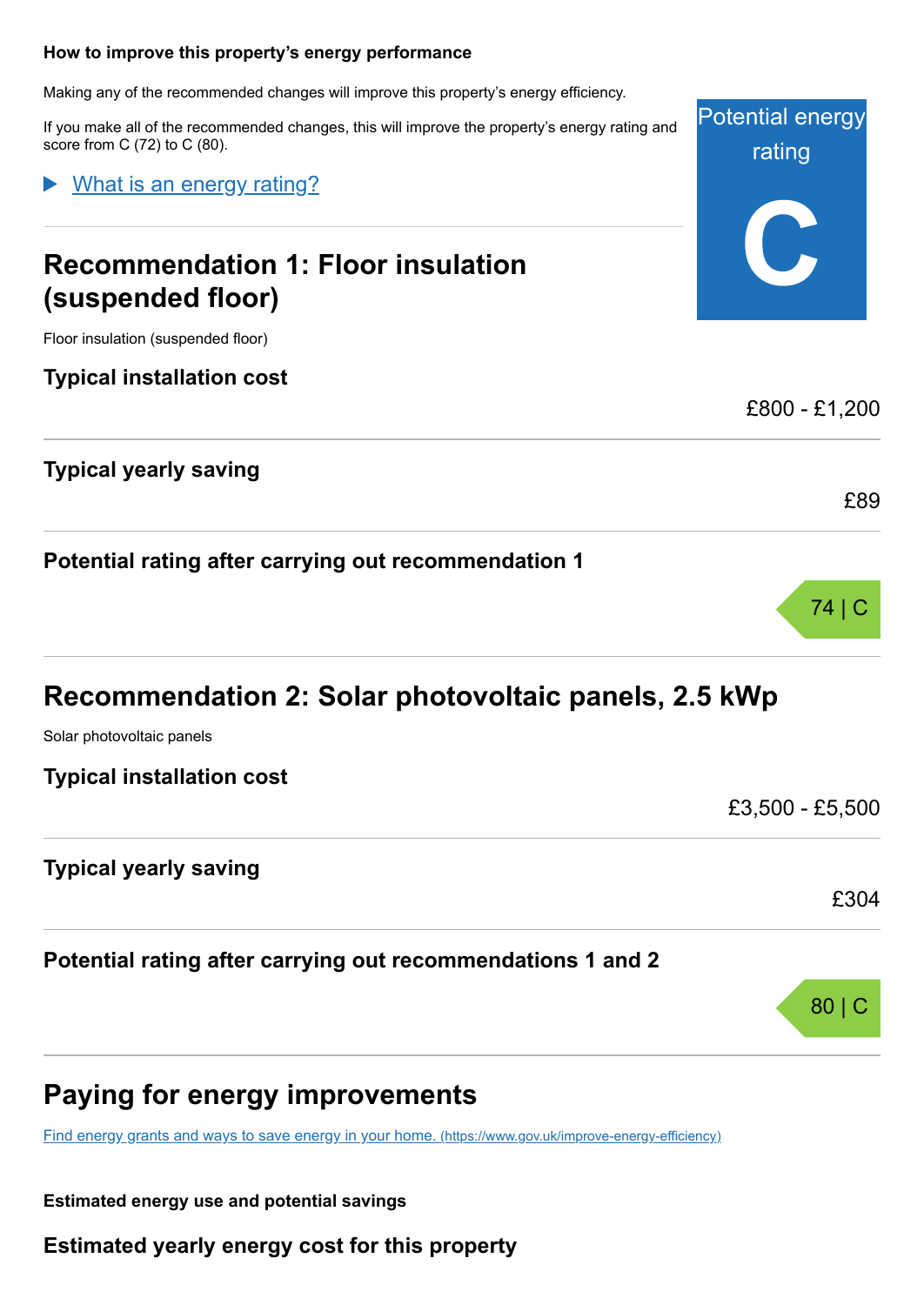### How to improve this property's energy performance

Making any of the recommended changes will improve this property's energy efficiency.

If you make all of the recommended changes, this will improve the property's energy rating and score from C (72) to C (80).

Potential energy rating

**C**

▶ What is an energy rating?

## Recommendation 1: Floor insulation (suspended floor)

Floor insulation (suspended floor)

### Typical installation cost

£800 - £1,200

### Typical yearly saving

£89

### Potential rating after carrying out recommendation 1

74 | C

## Recommendation 2: Solar photovoltaic panels, 2.5 kWp

Solar photovoltaic panels

### Typical installation cost

£3,500 - £5,500

### Typical yearly saving

£304

### Potential rating after carrying out recommendations 1 and 2

80 | C

## Paying for energy improvements

Find energy grants and ways to save energy in your home. (https://www.gov.uk/improve-energy-efficiency)

**Estimated energy use and potential savings**

### Estimated yearly energy cost for this property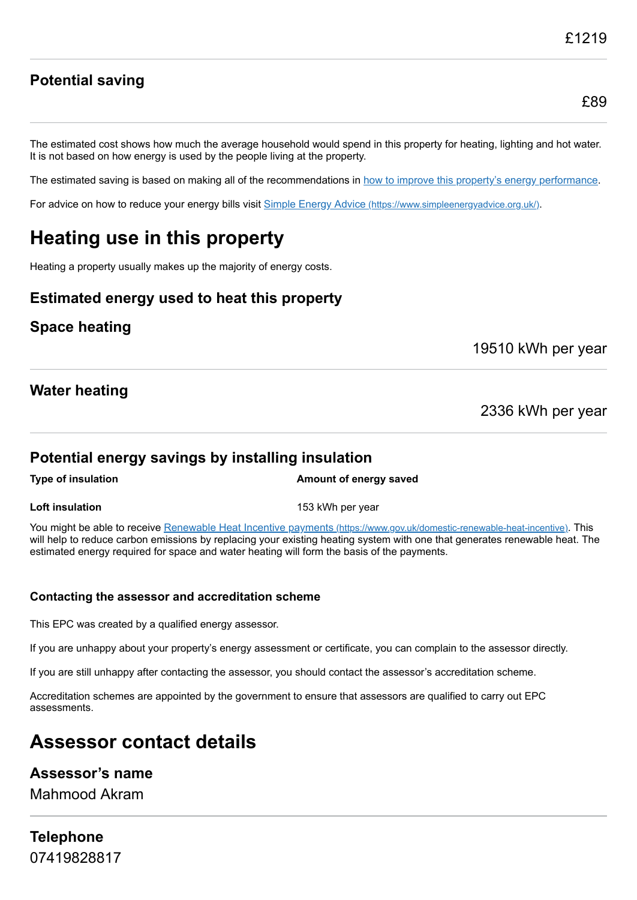£1219

### Potential saving

£89

The estimated cost shows how much the average household would spend in this property for heating, lighting and hot water. It is not based on how energy is used by the people living at the property.

The estimated saving is based on making all of the recommendations in [how to improve this property's energy performance](#).

For advice on how to reduce your energy bills visit [Simple Energy Advice (https://www.simpleenergyadvice.org.uk/)](https://www.simpleenergyadvice.org.uk/).

# Heating use in this property

Heating a property usually makes up the majority of energy costs.

## Estimated energy used to heat this property

### Space heating

19510 kWh per year

### Water heating

2336 kWh per year

### Potential energy savings by installing insulation

| Type of insulation | Amount of energy saved |
| --- | --- |
| **Loft insulation** | 153 kWh per year |

You might be able to receive [Renewable Heat Incentive payments (https://www.gov.uk/domestic-renewable-heat-incentive)](https://www.gov.uk/domestic-renewable-heat-incentive). This will help to reduce carbon emissions by replacing your existing heating system with one that generates renewable heat. The estimated energy required for space and water heating will form the basis of the payments.

#### Contacting the assessor and accreditation scheme

This EPC was created by a qualified energy assessor.

If you are unhappy about your property's energy assessment or certificate, you can complain to the assessor directly.

If you are still unhappy after contacting the assessor, you should contact the assessor's accreditation scheme.

Accreditation schemes are appointed by the government to ensure that assessors are qualified to carry out EPC assessments.

# Assessor contact details

### Assessor's name

Mahmood Akram

### Telephone

07419828817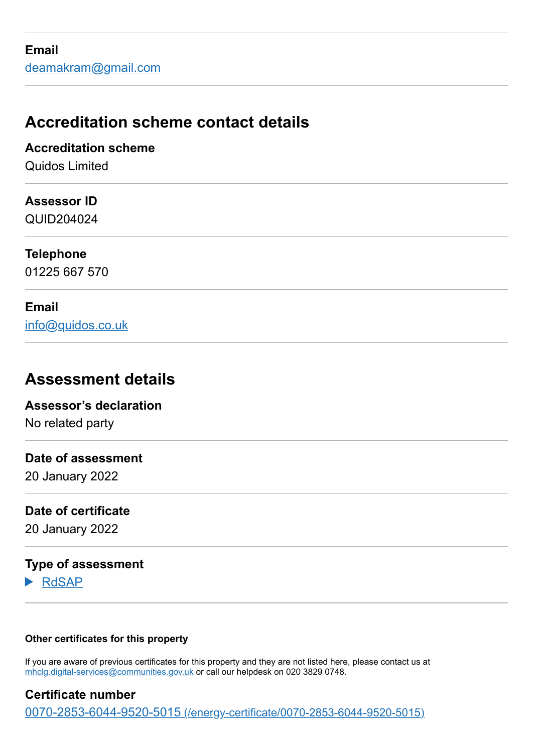**Email**
[deamakram@gmail.com](mailto:deamakram@gmail.com)

## Accreditation scheme contact details

**Accreditation scheme**
Quidos Limited

**Assessor ID**
QUID204024

**Telephone**
01225 667 570

**Email**
[info@quidos.co.uk](mailto:info@quidos.co.uk)

## Assessment details

**Assessor's declaration**
No related party

**Date of assessment**
20 January 2022

**Date of certificate**
20 January 2022

**Type of assessment**
▶ RdSAP

**Other certificates for this property**

If you are aware of previous certificates for this property and they are not listed here, please contact us at [mhclg.digital-services@communities.gov.uk](mailto:mhclg.digital-services@communities.gov.uk) or call our helpdesk on 020 3829 0748.

**Certificate number**
[0070-2853-6044-9520-5015 (/energy-certificate/0070-2853-6044-9520-5015)](/energy-certificate/0070-2853-6044-9520-5015)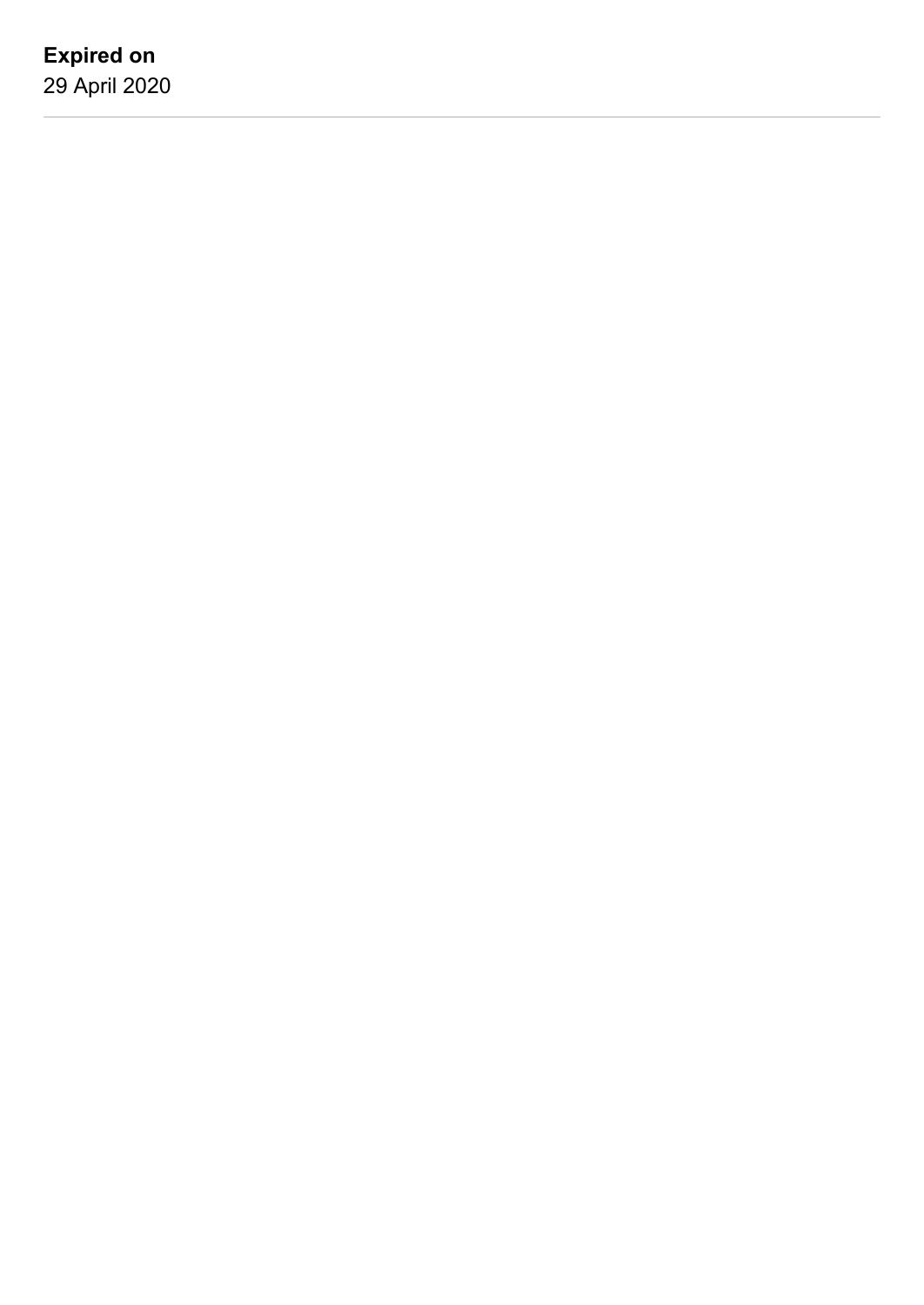**Expired on**

29 April 2020

---